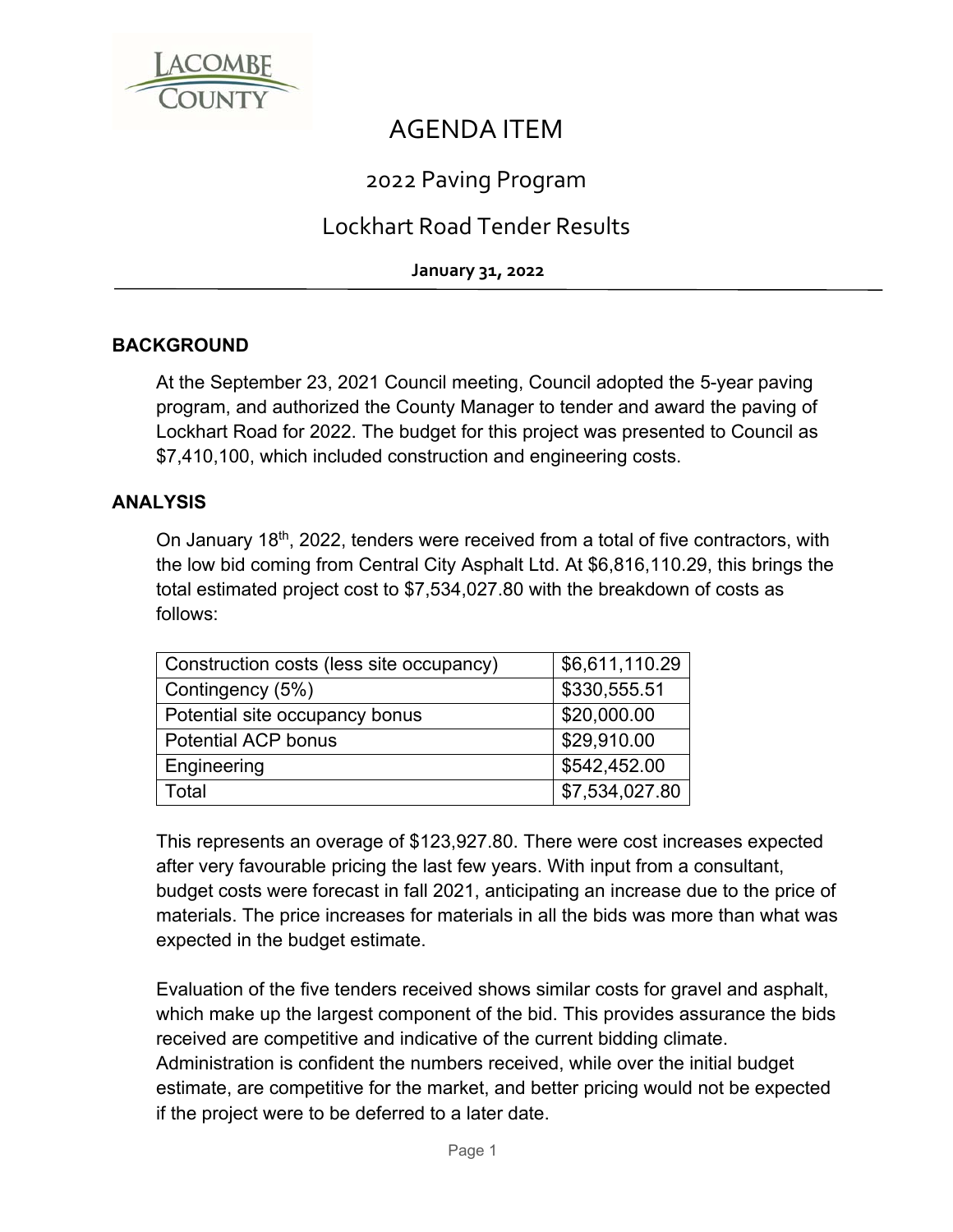LACOMBE COUNTY

# AGENDA ITEM

## 2022 Paving Program

## Lockhart Road Tender Results

**January 31, 2022**

### BACKGROUND

At the September 23, 2021 Council meeting, Council adopted the 5-year paving program, and authorized the County Manager to tender and award the paving of Lockhart Road for 2022. The budget for this project was presented to Council as $7,410,100, which included construction and engineering costs.

### ANALYSIS

On January 18th, 2022, tenders were received from a total of five contractors, with the low bid coming from Central City Asphalt Ltd. At $6,816,110.29, this brings the total estimated project cost to $7,534,027.80 with the breakdown of costs as follows:

| Construction costs (less site occupancy) | $6,611,110.29 |
|---|---|
| Contingency (5%) | $330,555.51 |
| Potential site occupancy bonus | $20,000.00 |
| Potential ACP bonus | $29,910.00 |
| Engineering | $542,452.00 |
| Total | $7,534,027.80 |

This represents an overage of $123,927.80. There were cost increases expected after very favourable pricing the last few years. With input from a consultant, budget costs were forecast in fall 2021, anticipating an increase due to the price of materials. The price increases for materials in all the bids was more than what was expected in the budget estimate.

Evaluation of the five tenders received shows similar costs for gravel and asphalt, which make up the largest component of the bid. This provides assurance the bids received are competitive and indicative of the current bidding climate. Administration is confident the numbers received, while over the initial budget estimate, are competitive for the market, and better pricing would not be expected if the project were to be deferred to a later date.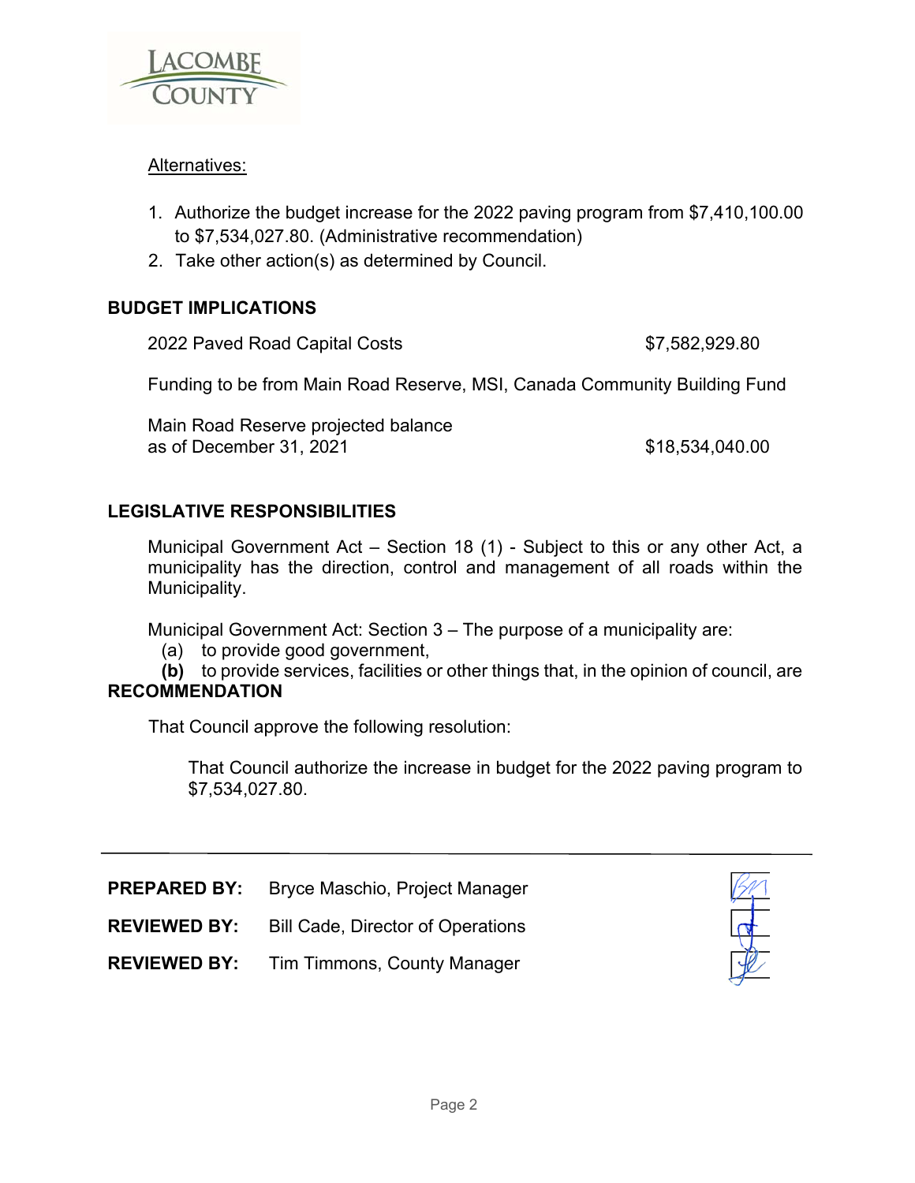Alternatives:

1. Authorize the budget increase for the 2022 paving program from $7,410,100.00 to $7,534,027.80. (Administrative recommendation)
2. Take other action(s) as determined by Council.

**BUDGET IMPLICATIONS**

2022 Paved Road Capital Costs $7,582,929.80

Funding to be from Main Road Reserve, MSI, Canada Community Building Fund

Main Road Reserve projected balance as of December 31, 2021 $18,534,040.00

**LEGISLATIVE RESPONSIBILITIES**

Municipal Government Act – Section 18 (1) - Subject to this or any other Act, a municipality has the direction, control and management of all roads within the Municipality.

Municipal Government Act: Section 3 – The purpose of a municipality are:
(a) to provide good government,
**(b)** to provide services, facilities or other things that, in the opinion of council, are

**RECOMMENDATION**

That Council approve the following resolution:

> That Council authorize the increase in budget for the 2022 paving program to $7,534,027.80.

---

**PREPARED BY:** Bryce Maschio, Project Manager

**REVIEWED BY:** Bill Cade, Director of Operations

**REVIEWED BY:** Tim Timmons, County Manager